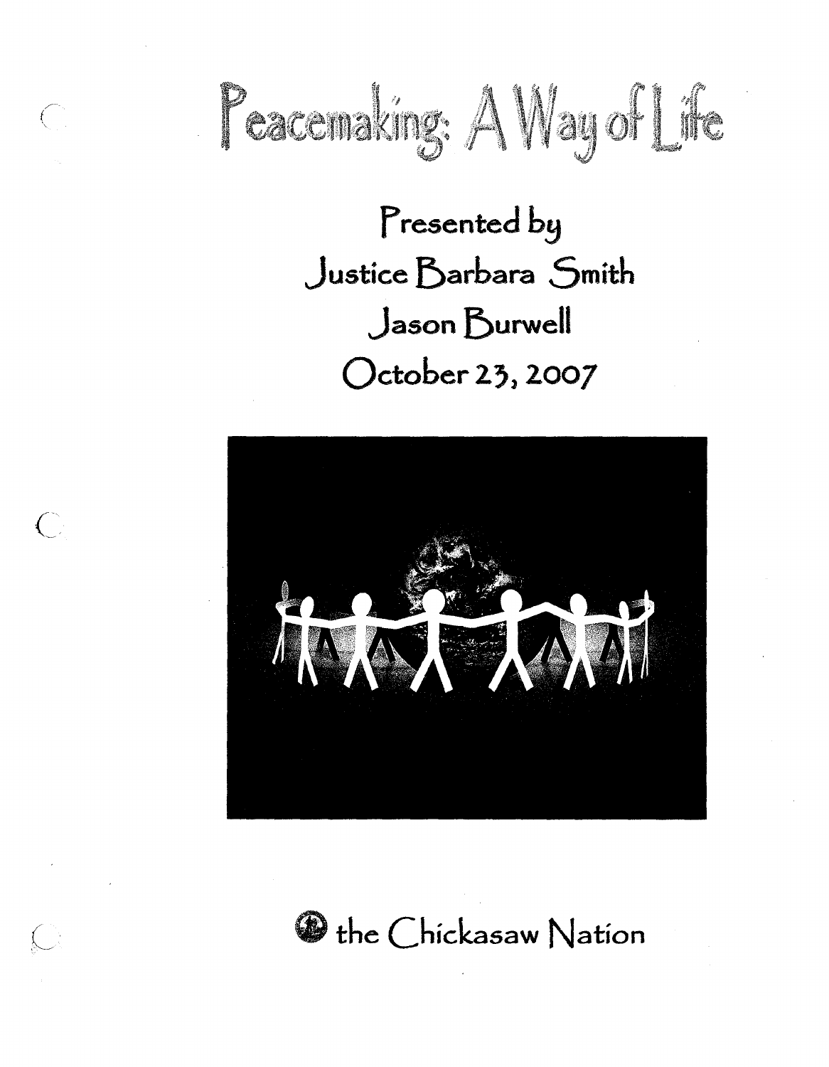# Peacemaking: A Way of Life

## Presented by
## Justice Barbara Smith
## Jason Burwell
## October 23, 2007

the Chickasaw Nation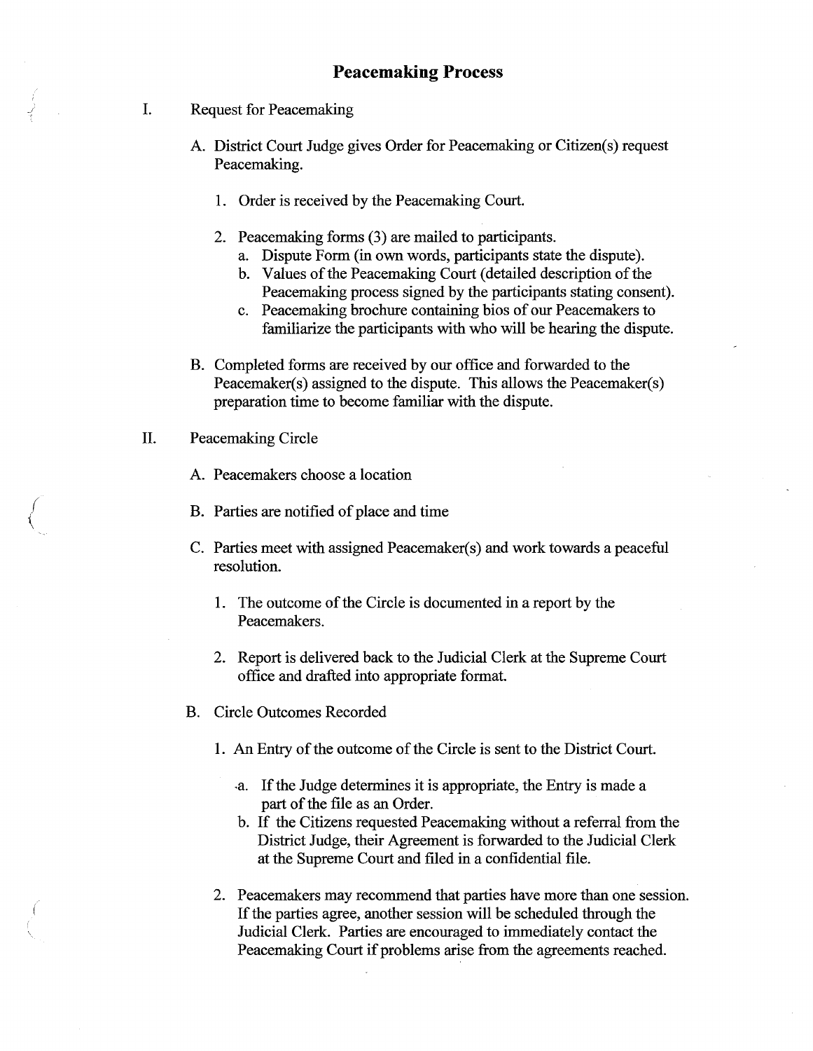# Peacemaking Process

I. Request for Peacemaking

   A. District Court Judge gives Order for Peacemaking or Citizen(s) request Peacemaking.

      1. Order is received by the Peacemaking Court.

      2. Peacemaking forms (3) are mailed to participants.
         a. Dispute Form (in own words, participants state the dispute).
         b. Values of the Peacemaking Court (detailed description of the Peacemaking process signed by the participants stating consent).
         c. Peacemaking brochure containing bios of our Peacemakers to familiarize the participants with who will be hearing the dispute.

   B. Completed forms are received by our office and forwarded to the Peacemaker(s) assigned to the dispute. This allows the Peacemaker(s) preparation time to become familiar with the dispute.

II. Peacemaking Circle

   A. Peacemakers choose a location

   B. Parties are notified of place and time

   C. Parties meet with assigned Peacemaker(s) and work towards a peaceful resolution.

      1. The outcome of the Circle is documented in a report by the Peacemakers.

      2. Report is delivered back to the Judicial Clerk at the Supreme Court office and drafted into appropriate format.

   B. Circle Outcomes Recorded

      1. An Entry of the outcome of the Circle is sent to the District Court.

         a. If the Judge determines it is appropriate, the Entry is made a part of the file as an Order.
         b. If the Citizens requested Peacemaking without a referral from the District Judge, their Agreement is forwarded to the Judicial Clerk at the Supreme Court and filed in a confidential file.

      2. Peacemakers may recommend that parties have more than one session. If the parties agree, another session will be scheduled through the Judicial Clerk. Parties are encouraged to immediately contact the Peacemaking Court if problems arise from the agreements reached.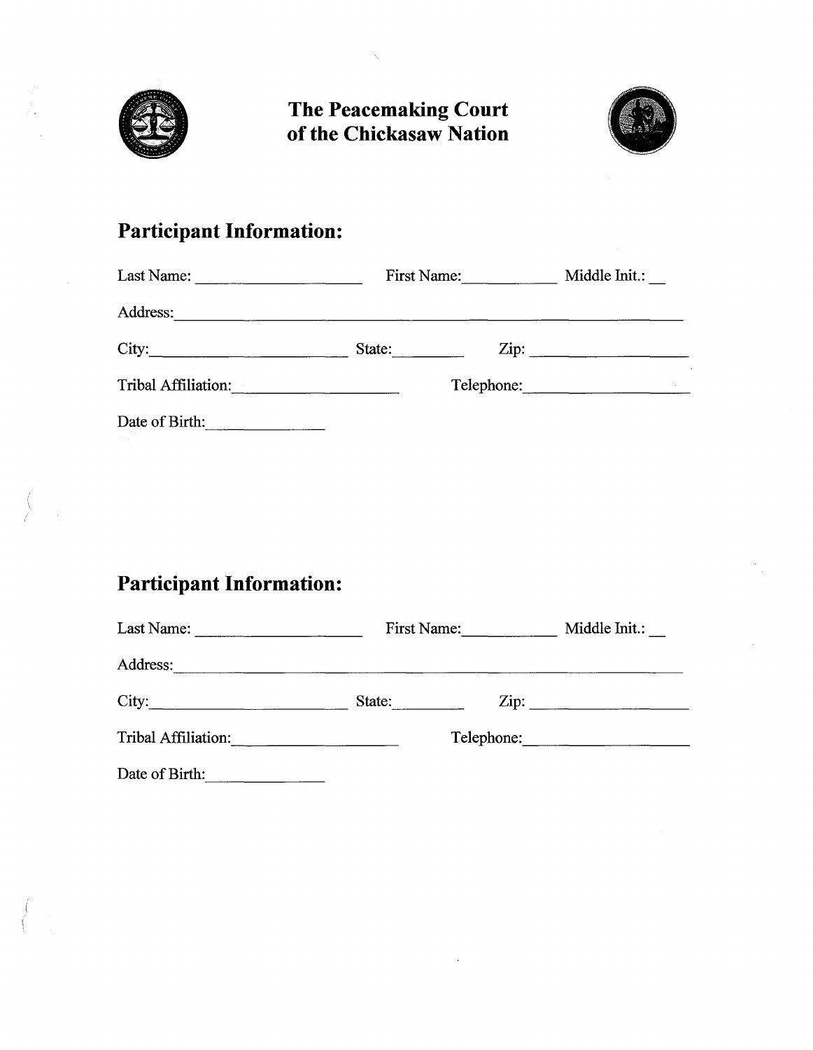# The Peacemaking Court of the Chickasaw Nation

## Participant Information:

Last Name: ____________________ First Name: ___________ Middle Init.: __

Address: ____________________________________________________________

City: ______________________ State: ________ Zip: __________________

Tribal Affiliation: __________________ Telephone: __________________

Date of Birth: ______________

## Participant Information:

Last Name: ____________________ First Name: ___________ Middle Init.: __

Address: ____________________________________________________________

City: ______________________ State: ________ Zip: __________________

Tribal Affiliation: __________________ Telephone: __________________

Date of Birth: ______________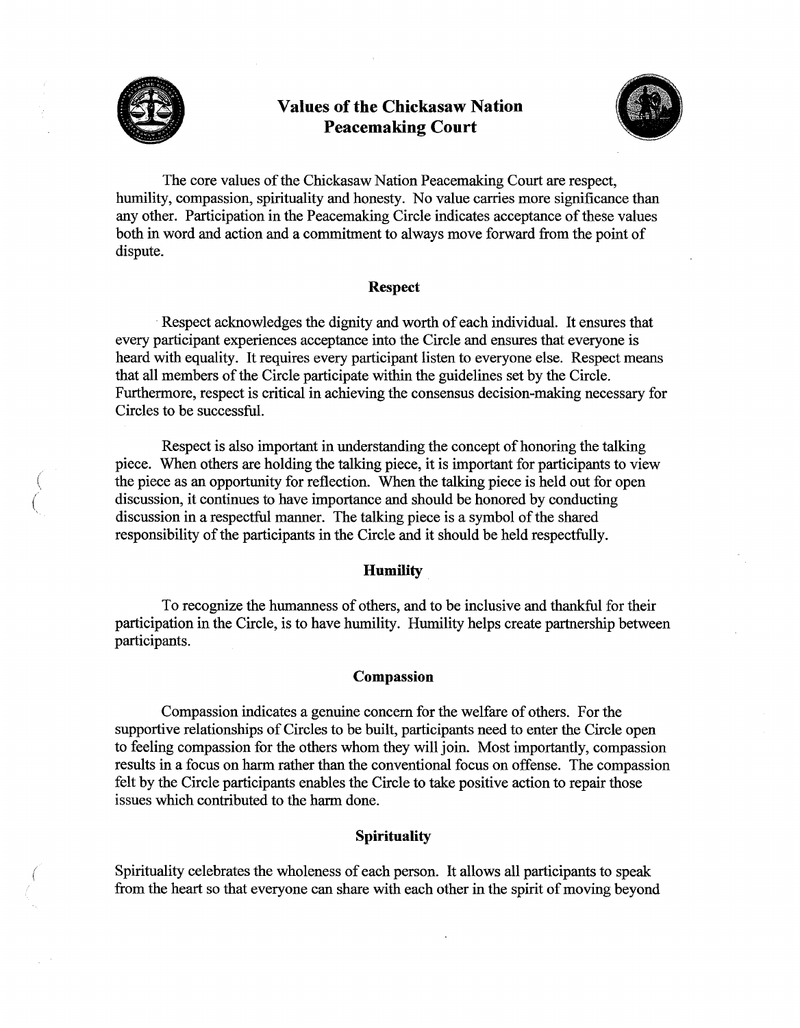# Values of the Chickasaw Nation Peacemaking Court

The core values of the Chickasaw Nation Peacemaking Court are respect, humility, compassion, spirituality and honesty. No value carries more significance than any other. Participation in the Peacemaking Circle indicates acceptance of these values both in word and action and a commitment to always move forward from the point of dispute.

## Respect

Respect acknowledges the dignity and worth of each individual. It ensures that every participant experiences acceptance into the Circle and ensures that everyone is heard with equality. It requires every participant listen to everyone else. Respect means that all members of the Circle participate within the guidelines set by the Circle. Furthermore, respect is critical in achieving the consensus decision-making necessary for Circles to be successful.

Respect is also important in understanding the concept of honoring the talking piece. When others are holding the talking piece, it is important for participants to view the piece as an opportunity for reflection. When the talking piece is held out for open discussion, it continues to have importance and should be honored by conducting discussion in a respectful manner. The talking piece is a symbol of the shared responsibility of the participants in the Circle and it should be held respectfully.

## Humility

To recognize the humanness of others, and to be inclusive and thankful for their participation in the Circle, is to have humility. Humility helps create partnership between participants.

## Compassion

Compassion indicates a genuine concern for the welfare of others. For the supportive relationships of Circles to be built, participants need to enter the Circle open to feeling compassion for the others whom they will join. Most importantly, compassion results in a focus on harm rather than the conventional focus on offense. The compassion felt by the Circle participants enables the Circle to take positive action to repair those issues which contributed to the harm done.

## Spirituality

Spirituality celebrates the wholeness of each person. It allows all participants to speak from the heart so that everyone can share with each other in the spirit of moving beyond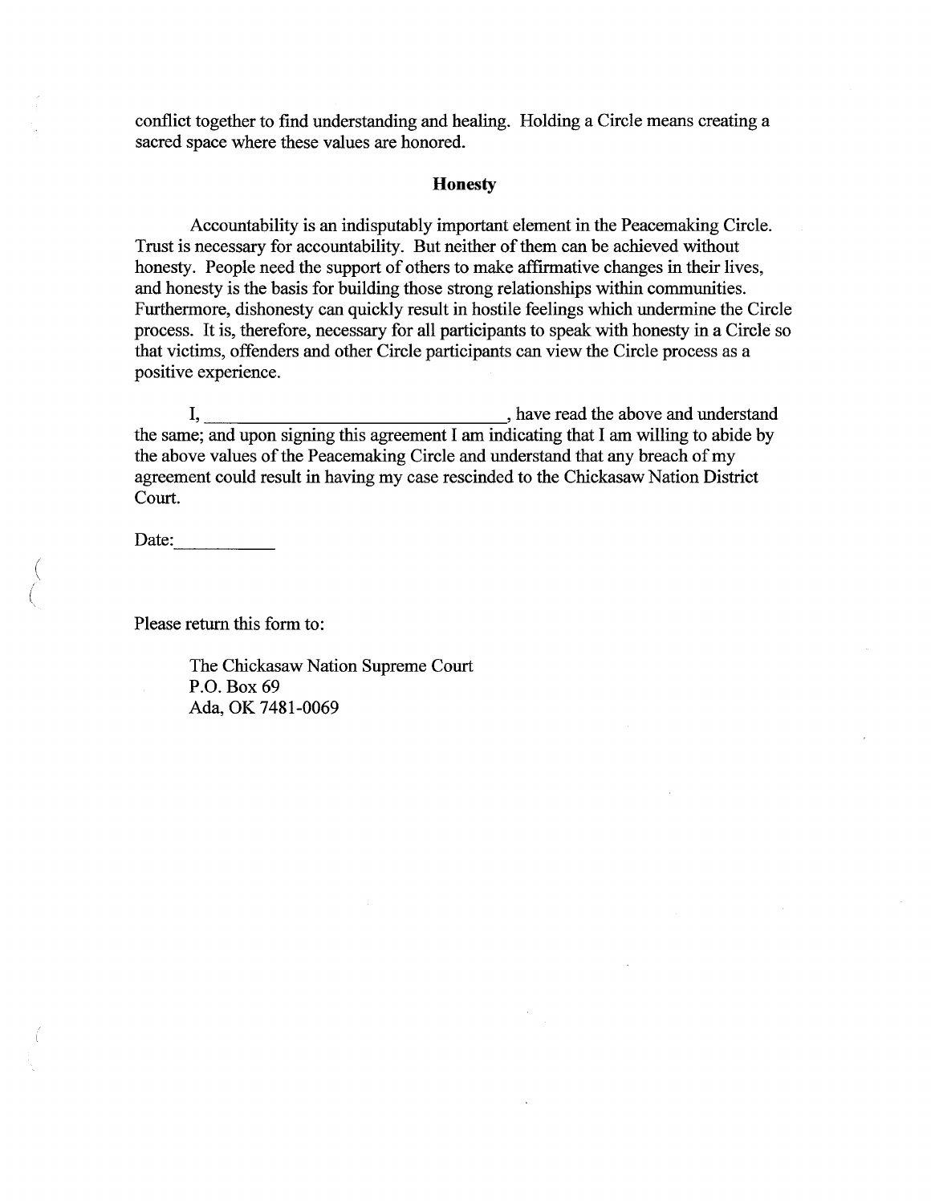conflict together to find understanding and healing. Holding a Circle means creating a sacred space where these values are honored.

**Honesty**

Accountability is an indisputably important element in the Peacemaking Circle. Trust is necessary for accountability. But neither of them can be achieved without honesty. People need the support of others to make affirmative changes in their lives, and honesty is the basis for building those strong relationships within communities. Furthermore, dishonesty can quickly result in hostile feelings which undermine the Circle process. It is, therefore, necessary for all participants to speak with honesty in a Circle so that victims, offenders and other Circle participants can view the Circle process as a positive experience.

I, ________________________________, have read the above and understand the same; and upon signing this agreement I am indicating that I am willing to abide by the above values of the Peacemaking Circle and understand that any breach of my agreement could result in having my case rescinded to the Chickasaw Nation District Court.

Date:___________

Please return this form to:

> The Chickasaw Nation Supreme Court
> P.O. Box 69
> Ada, OK 7481-0069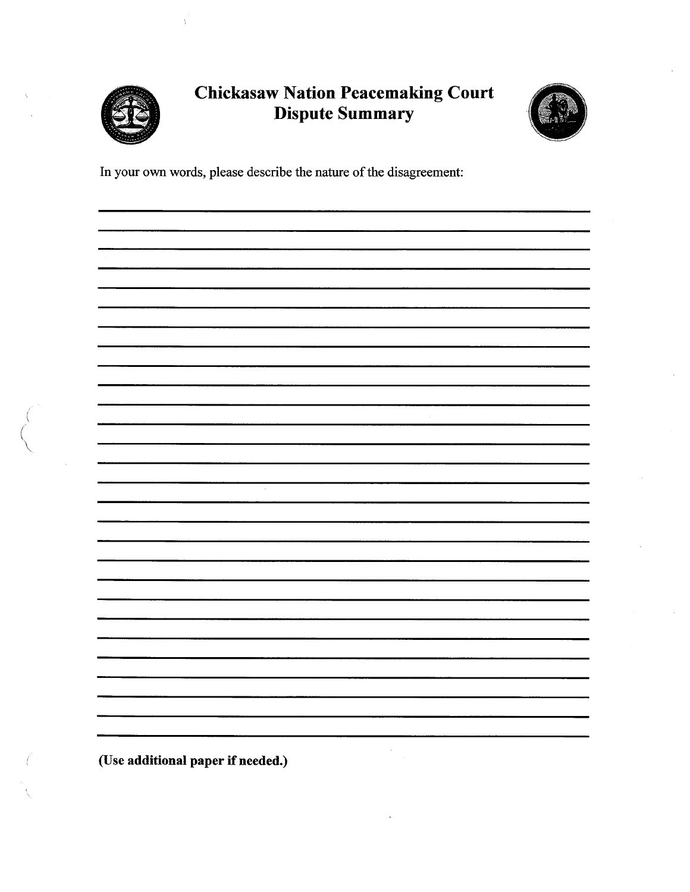# Chickasaw Nation Peacemaking Court
## Dispute Summary

In your own words, please describe the nature of the disagreement:

______________________________________________________________________________

______________________________________________________________________________

______________________________________________________________________________

______________________________________________________________________________

______________________________________________________________________________

______________________________________________________________________________

______________________________________________________________________________

______________________________________________________________________________

______________________________________________________________________________

______________________________________________________________________________

______________________________________________________________________________

______________________________________________________________________________

______________________________________________________________________________

______________________________________________________________________________

______________________________________________________________________________

______________________________________________________________________________

______________________________________________________________________________

______________________________________________________________________________

______________________________________________________________________________

______________________________________________________________________________

______________________________________________________________________________

______________________________________________________________________________

______________________________________________________________________________

______________________________________________________________________________

______________________________________________________________________________

______________________________________________________________________________

______________________________________________________________________________

**(Use additional paper if needed.)**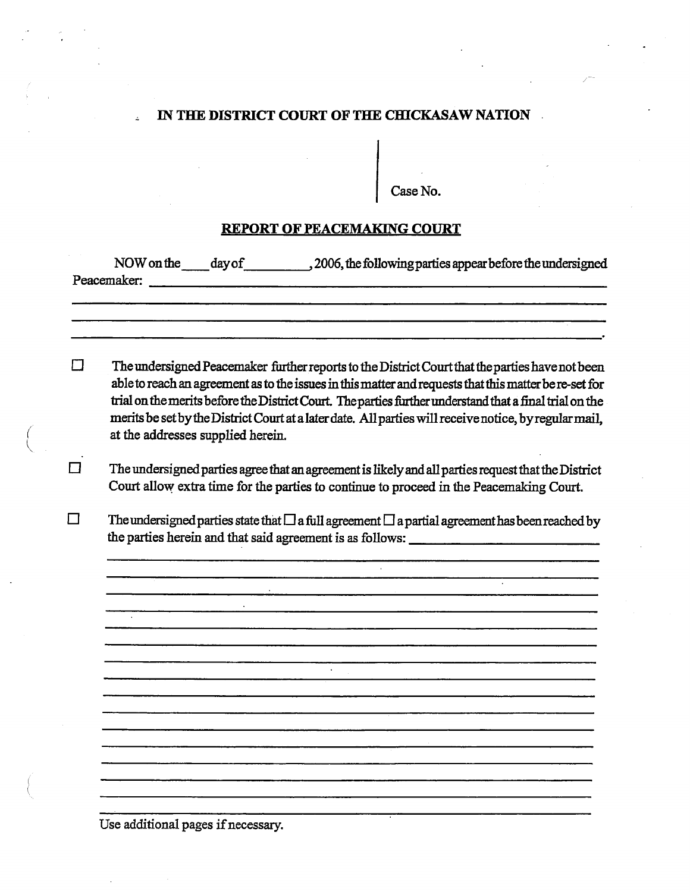**IN THE DISTRICT COURT OF THE CHICKASAW NATION**

Case No.

**REPORT OF PEACEMAKING COURT**

NOW on the \_\_\_\_ day of \_\_\_\_\_\_\_\_\_, 2006, the following parties appear before the undersigned Peacemaker: \_\_\_\_\_\_\_\_\_\_\_\_\_\_\_\_\_\_\_\_\_\_\_\_\_\_\_\_\_\_\_\_\_\_\_\_\_\_\_\_\_\_\_\_\_\_\_\_\_\_\_\_\_\_

\_\_\_\_\_\_\_\_\_\_\_\_\_\_\_\_\_\_\_\_\_\_\_\_\_\_\_\_\_\_\_\_\_\_\_\_\_\_\_\_\_\_\_\_\_\_\_\_\_\_\_\_\_\_\_\_\_\_\_\_\_\_\_\_\_\_\_\_\_\_

\_\_\_\_\_\_\_\_\_\_\_\_\_\_\_\_\_\_\_\_\_\_\_\_\_\_\_\_\_\_\_\_\_\_\_\_\_\_\_\_\_\_\_\_\_\_\_\_\_\_\_\_\_\_\_\_\_\_\_\_\_\_\_\_\_\_\_\_\_\_

\_\_\_\_\_\_\_\_\_\_\_\_\_\_\_\_\_\_\_\_\_\_\_\_\_\_\_\_\_\_\_\_\_\_\_\_\_\_\_\_\_\_\_\_\_\_\_\_\_\_\_\_\_\_\_\_\_\_\_\_\_\_\_\_\_\_\_\_\_\_.

☐ The undersigned Peacemaker further reports to the District Court that the parties have not been able to reach an agreement as to the issues in this matter and requests that this matter be re-set for trial on the merits before the District Court. The parties further understand that a final trial on the merits be set by the District Court at a later date. All parties will receive notice, by regular mail, at the addresses supplied herein.

☐ The undersigned parties agree that an agreement is likely and all parties request that the District Court allow extra time for the parties to continue to proceed in the Peacemaking Court.

☐ The undersigned parties state that ☐ a full agreement ☐ a partial agreement has been reached by the parties herein and that said agreement is as follows: \_\_\_\_\_\_\_\_\_\_\_\_\_\_\_\_\_\_\_\_\_\_\_\_\_\_

\_\_\_\_\_\_\_\_\_\_\_\_\_\_\_\_\_\_\_\_\_\_\_\_\_\_\_\_\_\_\_\_\_\_\_\_\_\_\_\_\_\_\_\_\_\_\_\_\_\_\_\_\_\_\_\_\_\_\_\_\_\_\_\_\_\_\_\_

\_\_\_\_\_\_\_\_\_\_\_\_\_\_\_\_\_\_\_\_\_\_\_\_\_\_\_\_\_\_\_\_\_\_\_\_\_\_\_\_\_\_\_\_\_\_\_\_\_\_\_\_\_\_\_\_\_\_\_\_\_\_\_\_\_\_\_\_

\_\_\_\_\_\_\_\_\_\_\_\_\_\_\_\_\_\_\_\_\_\_\_\_\_\_\_\_\_\_\_\_\_\_\_\_\_\_\_\_\_\_\_\_\_\_\_\_\_\_\_\_\_\_\_\_\_\_\_\_\_\_\_\_\_\_\_\_

\_\_\_\_\_\_\_\_\_\_\_\_\_\_\_\_\_\_\_\_\_\_\_\_\_\_\_\_\_\_\_\_\_\_\_\_\_\_\_\_\_\_\_\_\_\_\_\_\_\_\_\_\_\_\_\_\_\_\_\_\_\_\_\_\_\_\_\_

\_\_\_\_\_\_\_\_\_\_\_\_\_\_\_\_\_\_\_\_\_\_\_\_\_\_\_\_\_\_\_\_\_\_\_\_\_\_\_\_\_\_\_\_\_\_\_\_\_\_\_\_\_\_\_\_\_\_\_\_\_\_\_\_\_\_\_\_

\_\_\_\_\_\_\_\_\_\_\_\_\_\_\_\_\_\_\_\_\_\_\_\_\_\_\_\_\_\_\_\_\_\_\_\_\_\_\_\_\_\_\_\_\_\_\_\_\_\_\_\_\_\_\_\_\_\_\_\_\_\_\_\_\_\_\_\_

\_\_\_\_\_\_\_\_\_\_\_\_\_\_\_\_\_\_\_\_\_\_\_\_\_\_\_\_\_\_\_\_\_\_\_\_\_\_\_\_\_\_\_\_\_\_\_\_\_\_\_\_\_\_\_\_\_\_\_\_\_\_\_\_\_\_\_\_

\_\_\_\_\_\_\_\_\_\_\_\_\_\_\_\_\_\_\_\_\_\_\_\_\_\_\_\_\_\_\_\_\_\_\_\_\_\_\_\_\_\_\_\_\_\_\_\_\_\_\_\_\_\_\_\_\_\_\_\_\_\_\_\_\_\_\_\_

\_\_\_\_\_\_\_\_\_\_\_\_\_\_\_\_\_\_\_\_\_\_\_\_\_\_\_\_\_\_\_\_\_\_\_\_\_\_\_\_\_\_\_\_\_\_\_\_\_\_\_\_\_\_\_\_\_\_\_\_\_\_\_\_\_\_\_\_

\_\_\_\_\_\_\_\_\_\_\_\_\_\_\_\_\_\_\_\_\_\_\_\_\_\_\_\_\_\_\_\_\_\_\_\_\_\_\_\_\_\_\_\_\_\_\_\_\_\_\_\_\_\_\_\_\_\_\_\_\_\_\_\_\_\_\_\_

\_\_\_\_\_\_\_\_\_\_\_\_\_\_\_\_\_\_\_\_\_\_\_\_\_\_\_\_\_\_\_\_\_\_\_\_\_\_\_\_\_\_\_\_\_\_\_\_\_\_\_\_\_\_\_\_\_\_\_\_\_\_\_\_\_\_\_\_

\_\_\_\_\_\_\_\_\_\_\_\_\_\_\_\_\_\_\_\_\_\_\_\_\_\_\_\_\_\_\_\_\_\_\_\_\_\_\_\_\_\_\_\_\_\_\_\_\_\_\_\_\_\_\_\_\_\_\_\_\_\_\_\_\_\_\_\_

\_\_\_\_\_\_\_\_\_\_\_\_\_\_\_\_\_\_\_\_\_\_\_\_\_\_\_\_\_\_\_\_\_\_\_\_\_\_\_\_\_\_\_\_\_\_\_\_\_\_\_\_\_\_\_\_\_\_\_\_\_\_\_\_\_\_\_\_

\_\_\_\_\_\_\_\_\_\_\_\_\_\_\_\_\_\_\_\_\_\_\_\_\_\_\_\_\_\_\_\_\_\_\_\_\_\_\_\_\_\_\_\_\_\_\_\_\_\_\_\_\_\_\_\_\_\_\_\_\_\_\_\_\_\_\_\_

\_\_\_\_\_\_\_\_\_\_\_\_\_\_\_\_\_\_\_\_\_\_\_\_\_\_\_\_\_\_\_\_\_\_\_\_\_\_\_\_\_\_\_\_\_\_\_\_\_\_\_\_\_\_\_\_\_\_\_\_\_\_\_\_\_\_\_\_

\_\_\_\_\_\_\_\_\_\_\_\_\_\_\_\_\_\_\_\_\_\_\_\_\_\_\_\_\_\_\_\_\_\_\_\_\_\_\_\_\_\_\_\_\_\_\_\_\_\_\_\_\_\_\_\_\_\_\_\_\_\_\_\_\_\_\_\_

Use additional pages if necessary.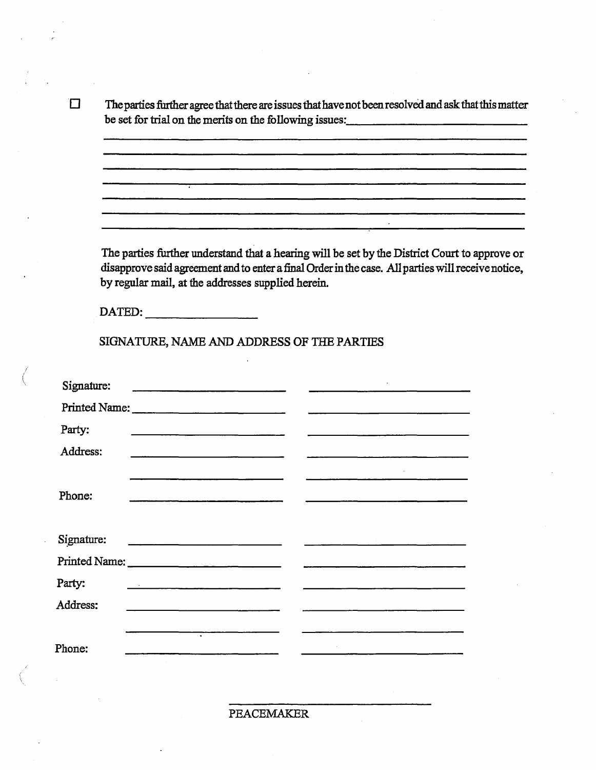☐ The parties further agree that there are issues that have not been resolved and ask that this matter be set for trial on the merits on the following issues:\_\_\_\_\_\_\_\_\_\_\_\_\_\_\_\_\_\_\_\_\_\_\_\_\_\_\_\_

\_\_\_\_\_\_\_\_\_\_\_\_\_\_\_\_\_\_\_\_\_\_\_\_\_\_\_\_\_\_\_\_\_\_\_\_\_\_\_\_\_\_\_\_\_\_\_\_\_\_\_\_\_\_\_\_\_\_\_\_\_\_\_\_\_\_\_\_\_\_

\_\_\_\_\_\_\_\_\_\_\_\_\_\_\_\_\_\_\_\_\_\_\_\_\_\_\_\_\_\_\_\_\_\_\_\_\_\_\_\_\_\_\_\_\_\_\_\_\_\_\_\_\_\_\_\_\_\_\_\_\_\_\_\_\_\_\_\_\_\_

\_\_\_\_\_\_\_\_\_\_\_\_\_\_\_\_\_\_\_\_\_\_\_\_\_\_\_\_\_\_\_\_\_\_\_\_\_\_\_\_\_\_\_\_\_\_\_\_\_\_\_\_\_\_\_\_\_\_\_\_\_\_\_\_\_\_\_\_\_\_

\_\_\_\_\_\_\_\_\_\_\_\_\_\_\_\_\_\_\_\_\_\_\_\_\_\_\_\_\_\_\_\_\_\_\_\_\_\_\_\_\_\_\_\_\_\_\_\_\_\_\_\_\_\_\_\_\_\_\_\_\_\_\_\_\_\_\_\_\_\_

\_\_\_\_\_\_\_\_\_\_\_\_\_\_\_\_\_\_\_\_\_\_\_\_\_\_\_\_\_\_\_\_\_\_\_\_\_\_\_\_\_\_\_\_\_\_\_\_\_\_\_\_\_\_\_\_\_\_\_\_\_\_\_\_\_\_\_\_\_\_

\_\_\_\_\_\_\_\_\_\_\_\_\_\_\_\_\_\_\_\_\_\_\_\_\_\_\_\_\_\_\_\_\_\_\_\_\_\_\_\_\_\_\_\_\_\_\_\_\_\_\_\_\_\_\_\_\_\_\_\_\_\_\_\_\_\_\_\_\_\_

\_\_\_\_\_\_\_\_\_\_\_\_\_\_\_\_\_\_\_\_\_\_\_\_\_\_\_\_\_\_\_\_\_\_\_\_\_\_\_\_\_\_\_\_\_\_\_\_\_\_\_\_\_\_\_\_\_\_\_\_\_\_\_\_\_\_\_\_\_\_

The parties further understand that a hearing will be set by the District Court to approve or disapprove said agreement and to enter a final Order in the case. All parties will receive notice, by regular mail, at the addresses supplied herein.

DATED: \_\_\_\_\_\_\_\_\_\_\_\_\_\_\_\_\_\_

SIGNATURE, NAME AND ADDRESS OF THE PARTIES

| | | |
|---|---|---|
| Signature: | \_\_\_\_\_\_\_\_\_\_\_\_\_\_\_\_\_\_\_\_\_\_ | \_\_\_\_\_\_\_\_\_\_\_\_\_\_\_\_\_\_\_\_\_\_ |
| Printed Name: | \_\_\_\_\_\_\_\_\_\_\_\_\_\_\_\_\_\_\_\_\_\_ | \_\_\_\_\_\_\_\_\_\_\_\_\_\_\_\_\_\_\_\_\_\_ |
| Party: | \_\_\_\_\_\_\_\_\_\_\_\_\_\_\_\_\_\_\_\_\_\_ | \_\_\_\_\_\_\_\_\_\_\_\_\_\_\_\_\_\_\_\_\_\_ |
| Address: | \_\_\_\_\_\_\_\_\_\_\_\_\_\_\_\_\_\_\_\_\_\_ | \_\_\_\_\_\_\_\_\_\_\_\_\_\_\_\_\_\_\_\_\_\_ |
| | \_\_\_\_\_\_\_\_\_\_\_\_\_\_\_\_\_\_\_\_\_\_ | \_\_\_\_\_\_\_\_\_\_\_\_\_\_\_\_\_\_\_\_\_\_ |
| Phone: | \_\_\_\_\_\_\_\_\_\_\_\_\_\_\_\_\_\_\_\_\_\_ | \_\_\_\_\_\_\_\_\_\_\_\_\_\_\_\_\_\_\_\_\_\_ |

| | | |
|---|---|---|
| Signature: | \_\_\_\_\_\_\_\_\_\_\_\_\_\_\_\_\_\_\_\_\_\_ | \_\_\_\_\_\_\_\_\_\_\_\_\_\_\_\_\_\_\_\_\_\_ |
| Printed Name: | \_\_\_\_\_\_\_\_\_\_\_\_\_\_\_\_\_\_\_\_\_\_ | \_\_\_\_\_\_\_\_\_\_\_\_\_\_\_\_\_\_\_\_\_\_ |
| Party: | \_\_\_\_\_\_\_\_\_\_\_\_\_\_\_\_\_\_\_\_\_\_ | \_\_\_\_\_\_\_\_\_\_\_\_\_\_\_\_\_\_\_\_\_\_ |
| Address: | \_\_\_\_\_\_\_\_\_\_\_\_\_\_\_\_\_\_\_\_\_\_ | \_\_\_\_\_\_\_\_\_\_\_\_\_\_\_\_\_\_\_\_\_\_ |
| | \_\_\_\_\_\_\_\_\_\_\_\_\_\_\_\_\_\_\_\_\_\_ | \_\_\_\_\_\_\_\_\_\_\_\_\_\_\_\_\_\_\_\_\_\_ |
| Phone: | \_\_\_\_\_\_\_\_\_\_\_\_\_\_\_\_\_\_\_\_\_\_ | \_\_\_\_\_\_\_\_\_\_\_\_\_\_\_\_\_\_\_\_\_\_ |

\_\_\_\_\_\_\_\_\_\_\_\_\_\_\_\_\_\_\_\_\_\_\_\_\_\_\_\_

PEACEMAKER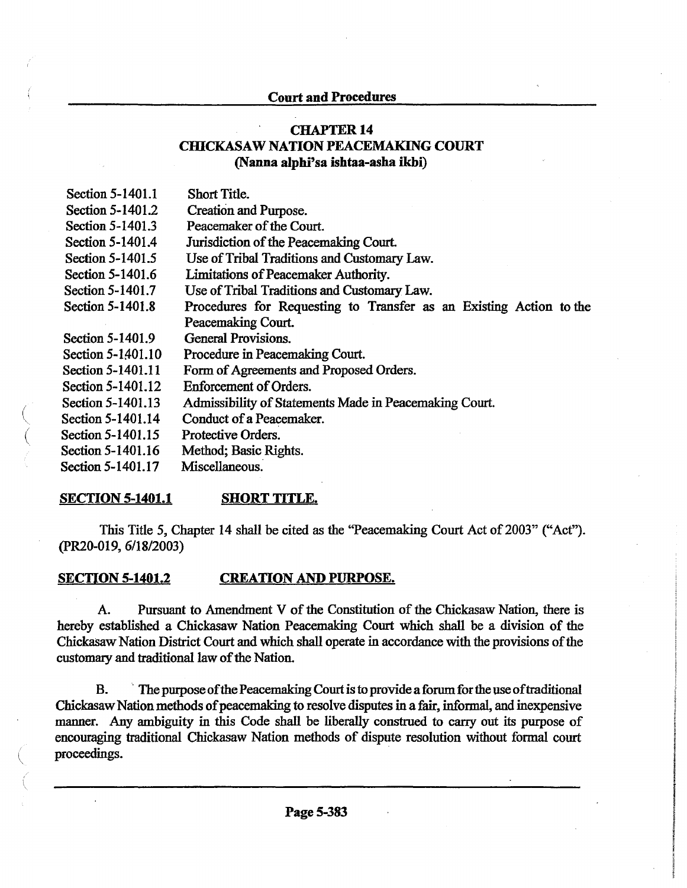## CHAPTER 14
## CHICKASAW NATION PEACEMAKING COURT
### (Nanna alphi'sa ishtaa-asha ikbi)

| | |
|---|---|
| Section 5-1401.1 | Short Title. |
| Section 5-1401.2 | Creation and Purpose. |
| Section 5-1401.3 | Peacemaker of the Court. |
| Section 5-1401.4 | Jurisdiction of the Peacemaking Court. |
| Section 5-1401.5 | Use of Tribal Traditions and Customary Law. |
| Section 5-1401.6 | Limitations of Peacemaker Authority. |
| Section 5-1401.7 | Use of Tribal Traditions and Customary Law. |
| Section 5-1401.8 | Procedures for Requesting to Transfer as an Existing Action to the Peacemaking Court. |
| Section 5-1401.9 | General Provisions. |
| Section 5-1401.10 | Procedure in Peacemaking Court. |
| Section 5-1401.11 | Form of Agreements and Proposed Orders. |
| Section 5-1401.12 | Enforcement of Orders. |
| Section 5-1401.13 | Admissibility of Statements Made in Peacemaking Court. |
| Section 5-1401.14 | Conduct of a Peacemaker. |
| Section 5-1401.15 | Protective Orders. |
| Section 5-1401.16 | Method; Basic Rights. |
| Section 5-1401.17 | Miscellaneous. |

**SECTION 5-1401.1 SHORT TITLE.**

This Title 5, Chapter 14 shall be cited as the "Peacemaking Court Act of 2003" ("Act"). (PR20-019, 6/18/2003)

**SECTION 5-1401.2 CREATION AND PURPOSE.**

A. Pursuant to Amendment V of the Constitution of the Chickasaw Nation, there is hereby established a Chickasaw Nation Peacemaking Court which shall be a division of the Chickasaw Nation District Court and which shall operate in accordance with the provisions of the customary and traditional law of the Nation.

B. The purpose of the Peacemaking Court is to provide a forum for the use of traditional Chickasaw Nation methods of peacemaking to resolve disputes in a fair, informal, and inexpensive manner. Any ambiguity in this Code shall be liberally construed to carry out its purpose of encouraging traditional Chickasaw Nation methods of dispute resolution without formal court proceedings.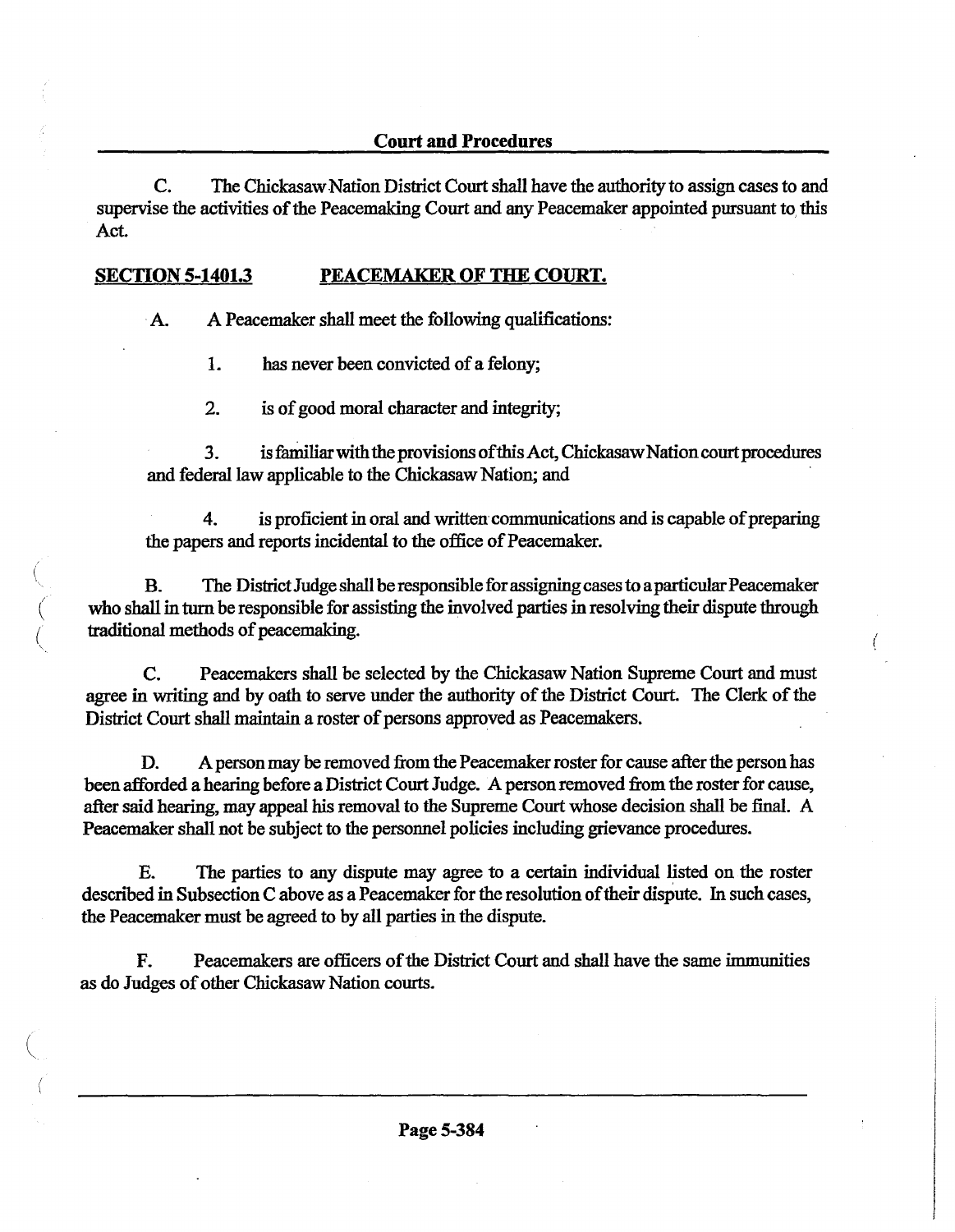C. The Chickasaw Nation District Court shall have the authority to assign cases to and supervise the activities of the Peacemaking Court and any Peacemaker appointed pursuant to this Act.

## SECTION 5-1401.3 PEACEMAKER OF THE COURT.

A. A Peacemaker shall meet the following qualifications:

1. has never been convicted of a felony;

2. is of good moral character and integrity;

3. is familiar with the provisions of this Act, Chickasaw Nation court procedures and federal law applicable to the Chickasaw Nation; and

4. is proficient in oral and written communications and is capable of preparing the papers and reports incidental to the office of Peacemaker.

B. The District Judge shall be responsible for assigning cases to a particular Peacemaker who shall in turn be responsible for assisting the involved parties in resolving their dispute through traditional methods of peacemaking.

C. Peacemakers shall be selected by the Chickasaw Nation Supreme Court and must agree in writing and by oath to serve under the authority of the District Court. The Clerk of the District Court shall maintain a roster of persons approved as Peacemakers.

D. A person may be removed from the Peacemaker roster for cause after the person has been afforded a hearing before a District Court Judge. A person removed from the roster for cause, after said hearing, may appeal his removal to the Supreme Court whose decision shall be final. A Peacemaker shall not be subject to the personnel policies including grievance procedures.

E. The parties to any dispute may agree to a certain individual listed on the roster described in Subsection C above as a Peacemaker for the resolution of their dispute. In such cases, the Peacemaker must be agreed to by all parties in the dispute.

F. Peacemakers are officers of the District Court and shall have the same immunities as do Judges of other Chickasaw Nation courts.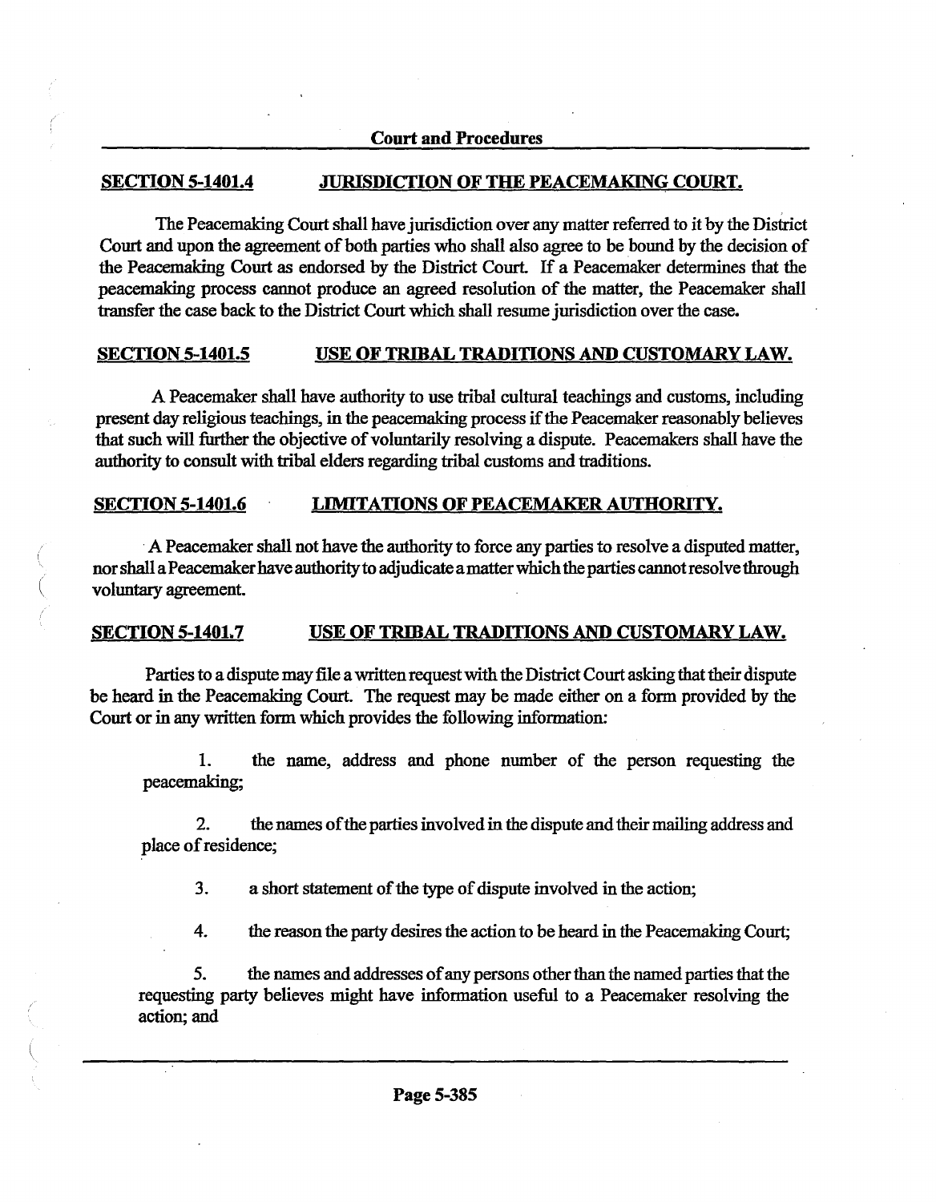## SECTION 5-1401.4 JURISDICTION OF THE PEACEMAKING COURT.

The Peacemaking Court shall have jurisdiction over any matter referred to it by the District Court and upon the agreement of both parties who shall also agree to be bound by the decision of the Peacemaking Court as endorsed by the District Court. If a Peacemaker determines that the peacemaking process cannot produce an agreed resolution of the matter, the Peacemaker shall transfer the case back to the District Court which shall resume jurisdiction over the case.

## SECTION 5-1401.5 USE OF TRIBAL TRADITIONS AND CUSTOMARY LAW.

A Peacemaker shall have authority to use tribal cultural teachings and customs, including present day religious teachings, in the peacemaking process if the Peacemaker reasonably believes that such will further the objective of voluntarily resolving a dispute. Peacemakers shall have the authority to consult with tribal elders regarding tribal customs and traditions.

## SECTION 5-1401.6 LIMITATIONS OF PEACEMAKER AUTHORITY.

A Peacemaker shall not have the authority to force any parties to resolve a disputed matter, nor shall a Peacemaker have authority to adjudicate a matter which the parties cannot resolve through voluntary agreement.

## SECTION 5-1401.7 USE OF TRIBAL TRADITIONS AND CUSTOMARY LAW.

Parties to a dispute may file a written request with the District Court asking that their dispute be heard in the Peacemaking Court. The request may be made either on a form provided by the Court or in any written form which provides the following information:

1. the name, address and phone number of the person requesting the peacemaking;

2. the names of the parties involved in the dispute and their mailing address and place of residence;

3. a short statement of the type of dispute involved in the action;

4. the reason the party desires the action to be heard in the Peacemaking Court;

5. the names and addresses of any persons other than the named parties that the requesting party believes might have information useful to a Peacemaker resolving the action; and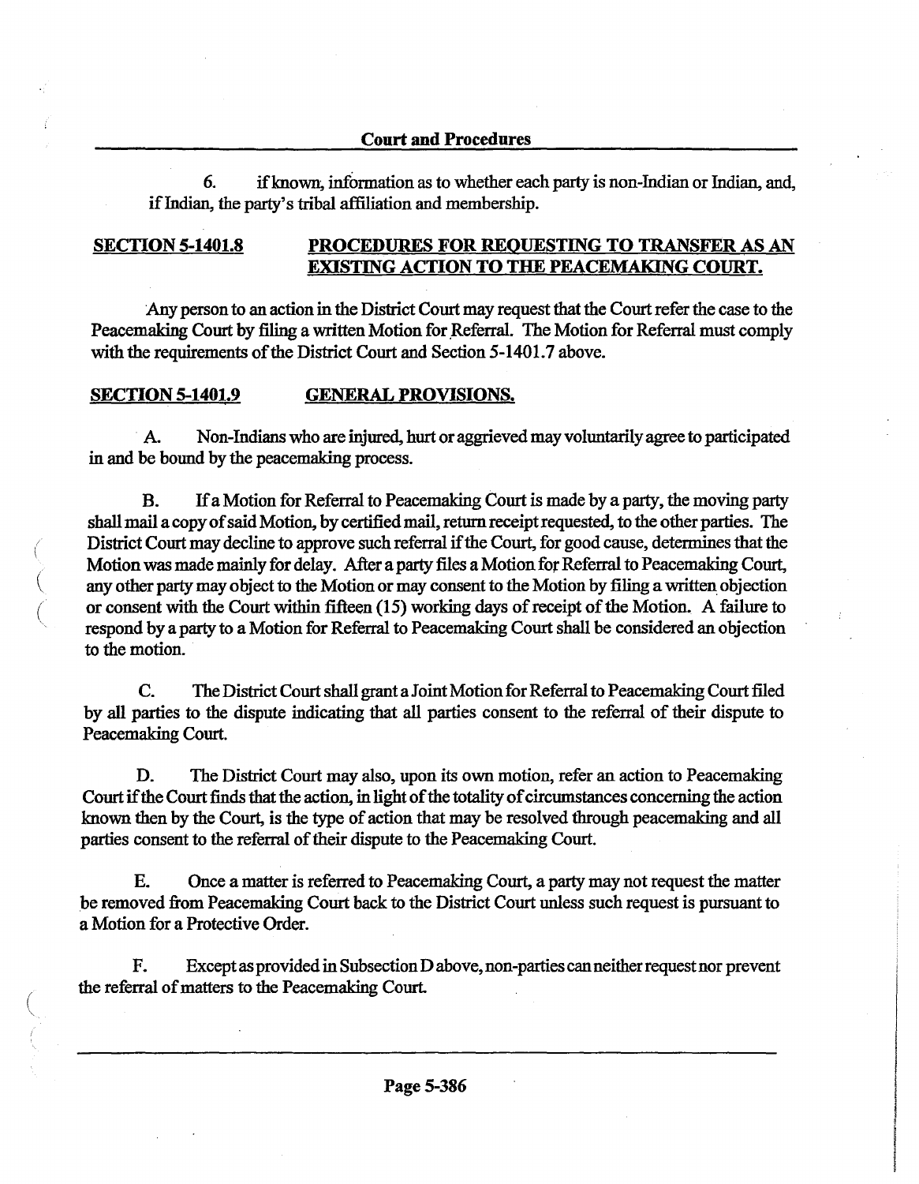6. if known, information as to whether each party is non-Indian or Indian, and, if Indian, the party's tribal affiliation and membership.

## SECTION 5-1401.8 PROCEDURES FOR REQUESTING TO TRANSFER AS AN EXISTING ACTION TO THE PEACEMAKING COURT.

Any person to an action in the District Court may request that the Court refer the case to the Peacemaking Court by filing a written Motion for Referral. The Motion for Referral must comply with the requirements of the District Court and Section 5-1401.7 above.

## SECTION 5-1401.9 GENERAL PROVISIONS.

A. Non-Indians who are injured, hurt or aggrieved may voluntarily agree to participated in and be bound by the peacemaking process.

B. If a Motion for Referral to Peacemaking Court is made by a party, the moving party shall mail a copy of said Motion, by certified mail, return receipt requested, to the other parties. The District Court may decline to approve such referral if the Court, for good cause, determines that the Motion was made mainly for delay. After a party files a Motion for Referral to Peacemaking Court, any other party may object to the Motion or may consent to the Motion by filing a written objection or consent with the Court within fifteen (15) working days of receipt of the Motion. A failure to respond by a party to a Motion for Referral to Peacemaking Court shall be considered an objection to the motion.

C. The District Court shall grant a Joint Motion for Referral to Peacemaking Court filed by all parties to the dispute indicating that all parties consent to the referral of their dispute to Peacemaking Court.

D. The District Court may also, upon its own motion, refer an action to Peacemaking Court if the Court finds that the action, in light of the totality of circumstances concerning the action known then by the Court, is the type of action that may be resolved through peacemaking and all parties consent to the referral of their dispute to the Peacemaking Court.

E. Once a matter is referred to Peacemaking Court, a party may not request the matter be removed from Peacemaking Court back to the District Court unless such request is pursuant to a Motion for a Protective Order.

F. Except as provided in Subsection D above, non-parties can neither request nor prevent the referral of matters to the Peacemaking Court.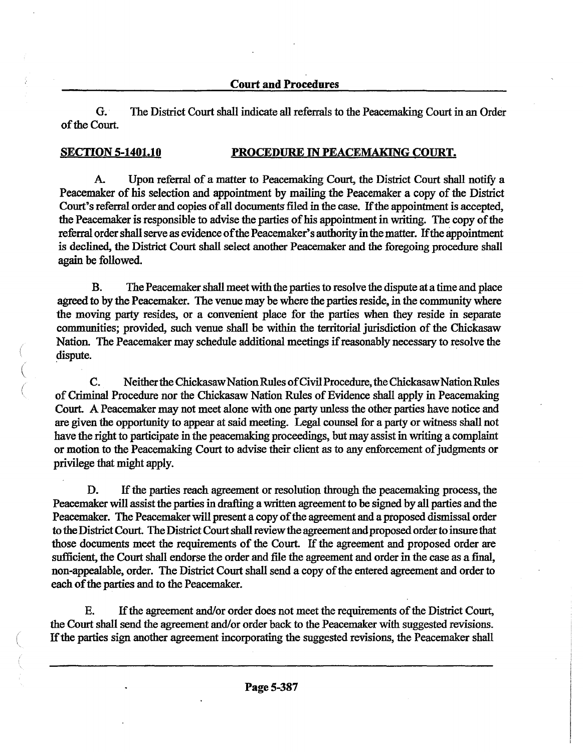G. The District Court shall indicate all referrals to the Peacemaking Court in an Order of the Court.

**SECTION 5-1401.10 PROCEDURE IN PEACEMAKING COURT.**

A. Upon referral of a matter to Peacemaking Court, the District Court shall notify a Peacemaker of his selection and appointment by mailing the Peacemaker a copy of the District Court's referral order and copies of all documents filed in the case. If the appointment is accepted, the Peacemaker is responsible to advise the parties of his appointment in writing. The copy of the referral order shall serve as evidence of the Peacemaker's authority in the matter. If the appointment is declined, the District Court shall select another Peacemaker and the foregoing procedure shall again be followed.

B. The Peacemaker shall meet with the parties to resolve the dispute at a time and place agreed to by the Peacemaker. The venue may be where the parties reside, in the community where the moving party resides, or a convenient place for the parties when they reside in separate communities; provided, such venue shall be within the territorial jurisdiction of the Chickasaw Nation. The Peacemaker may schedule additional meetings if reasonably necessary to resolve the dispute.

C. Neither the Chickasaw Nation Rules of Civil Procedure, the Chickasaw Nation Rules of Criminal Procedure nor the Chickasaw Nation Rules of Evidence shall apply in Peacemaking Court. A Peacemaker may not meet alone with one party unless the other parties have notice and are given the opportunity to appear at said meeting. Legal counsel for a party or witness shall not have the right to participate in the peacemaking proceedings, but may assist in writing a complaint or motion to the Peacemaking Court to advise their client as to any enforcement of judgments or privilege that might apply.

D. If the parties reach agreement or resolution through the peacemaking process, the Peacemaker will assist the parties in drafting a written agreement to be signed by all parties and the Peacemaker. The Peacemaker will present a copy of the agreement and a proposed dismissal order to the District Court. The District Court shall review the agreement and proposed order to insure that those documents meet the requirements of the Court. If the agreement and proposed order are sufficient, the Court shall endorse the order and file the agreement and order in the case as a final, non-appealable, order. The District Court shall send a copy of the entered agreement and order to each of the parties and to the Peacemaker.

E. If the agreement and/or order does not meet the requirements of the District Court, the Court shall send the agreement and/or order back to the Peacemaker with suggested revisions. If the parties sign another agreement incorporating the suggested revisions, the Peacemaker shall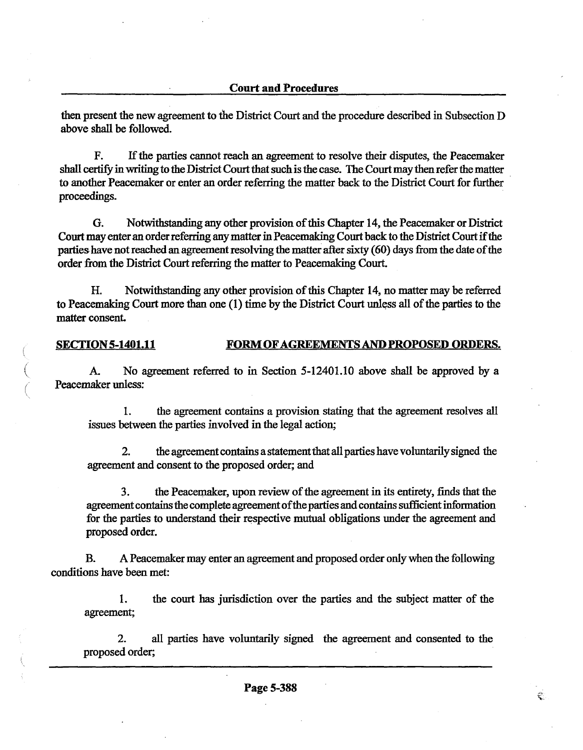then present the new agreement to the District Court and the procedure described in Subsection D above shall be followed.

F. If the parties cannot reach an agreement to resolve their disputes, the Peacemaker shall certify in writing to the District Court that such is the case. The Court may then refer the matter to another Peacemaker or enter an order referring the matter back to the District Court for further proceedings.

G. Notwithstanding any other provision of this Chapter 14, the Peacemaker or District Court may enter an order referring any matter in Peacemaking Court back to the District Court if the parties have not reached an agreement resolving the matter after sixty (60) days from the date of the order from the District Court referring the matter to Peacemaking Court.

H. Notwithstanding any other provision of this Chapter 14, no matter may be referred to Peacemaking Court more than one (1) time by the District Court unless all of the parties to the matter consent.

**SECTION 5-1401.11 FORM OF AGREEMENTS AND PROPOSED ORDERS.**

A. No agreement referred to in Section 5-12401.10 above shall be approved by a Peacemaker unless:

1. the agreement contains a provision stating that the agreement resolves all issues between the parties involved in the legal action;

2. the agreement contains a statement that all parties have voluntarily signed the agreement and consent to the proposed order; and

3. the Peacemaker, upon review of the agreement in its entirety, finds that the agreement contains the complete agreement of the parties and contains sufficient information for the parties to understand their respective mutual obligations under the agreement and proposed order.

B. A Peacemaker may enter an agreement and proposed order only when the following conditions have been met:

1. the court has jurisdiction over the parties and the subject matter of the agreement;

2. all parties have voluntarily signed the agreement and consented to the proposed order;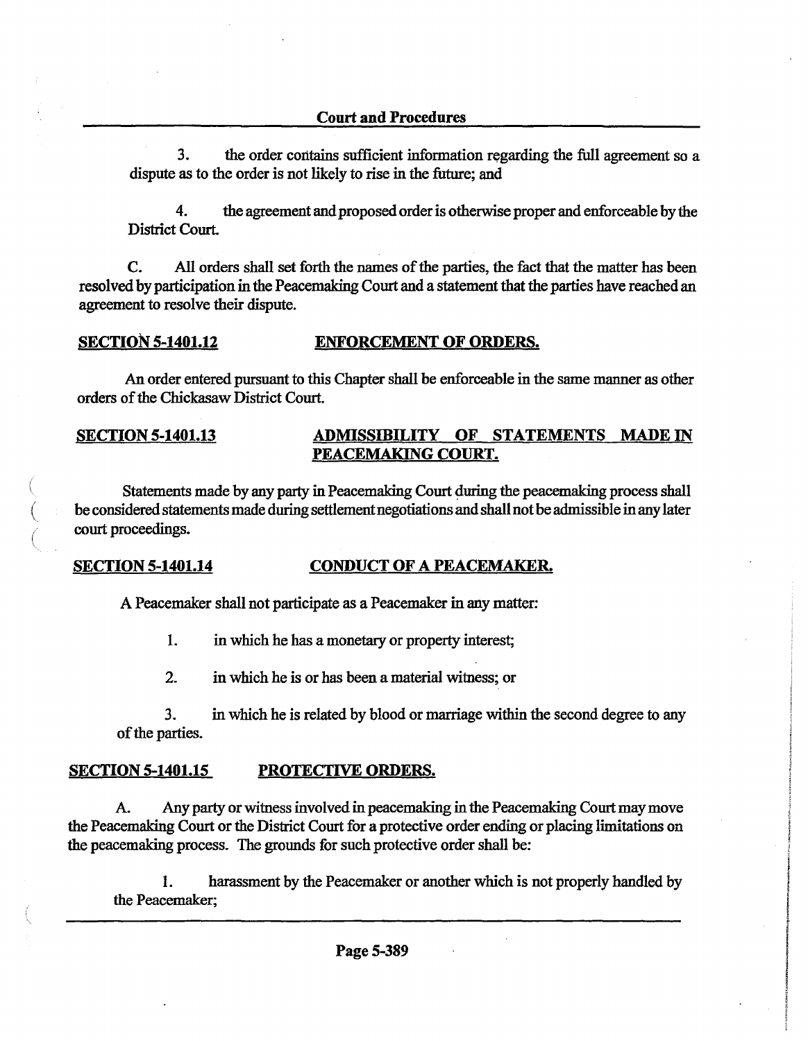3. the order contains sufficient information regarding the full agreement so a dispute as to the order is not likely to rise in the future; and

4. the agreement and proposed order is otherwise proper and enforceable by the District Court.

C. All orders shall set forth the names of the parties, the fact that the matter has been resolved by participation in the Peacemaking Court and a statement that the parties have reached an agreement to resolve their dispute.

**SECTION 5-1401.12 ENFORCEMENT OF ORDERS.**

An order entered pursuant to this Chapter shall be enforceable in the same manner as other orders of the Chickasaw District Court.

**SECTION 5-1401.13 ADMISSIBILITY OF STATEMENTS MADE IN PEACEMAKING COURT.**

Statements made by any party in Peacemaking Court during the peacemaking process shall be considered statements made during settlement negotiations and shall not be admissible in any later court proceedings.

**SECTION 5-1401.14 CONDUCT OF A PEACEMAKER.**

A Peacemaker shall not participate as a Peacemaker in any matter:

1. in which he has a monetary or property interest;

2. in which he is or has been a material witness; or

3. in which he is related by blood or marriage within the second degree to any of the parties.

**SECTION 5-1401.15 PROTECTIVE ORDERS.**

A. Any party or witness involved in peacemaking in the Peacemaking Court may move the Peacemaking Court or the District Court for a protective order ending or placing limitations on the peacemaking process. The grounds for such protective order shall be:

1. harassment by the Peacemaker or another which is not properly handled by the Peacemaker;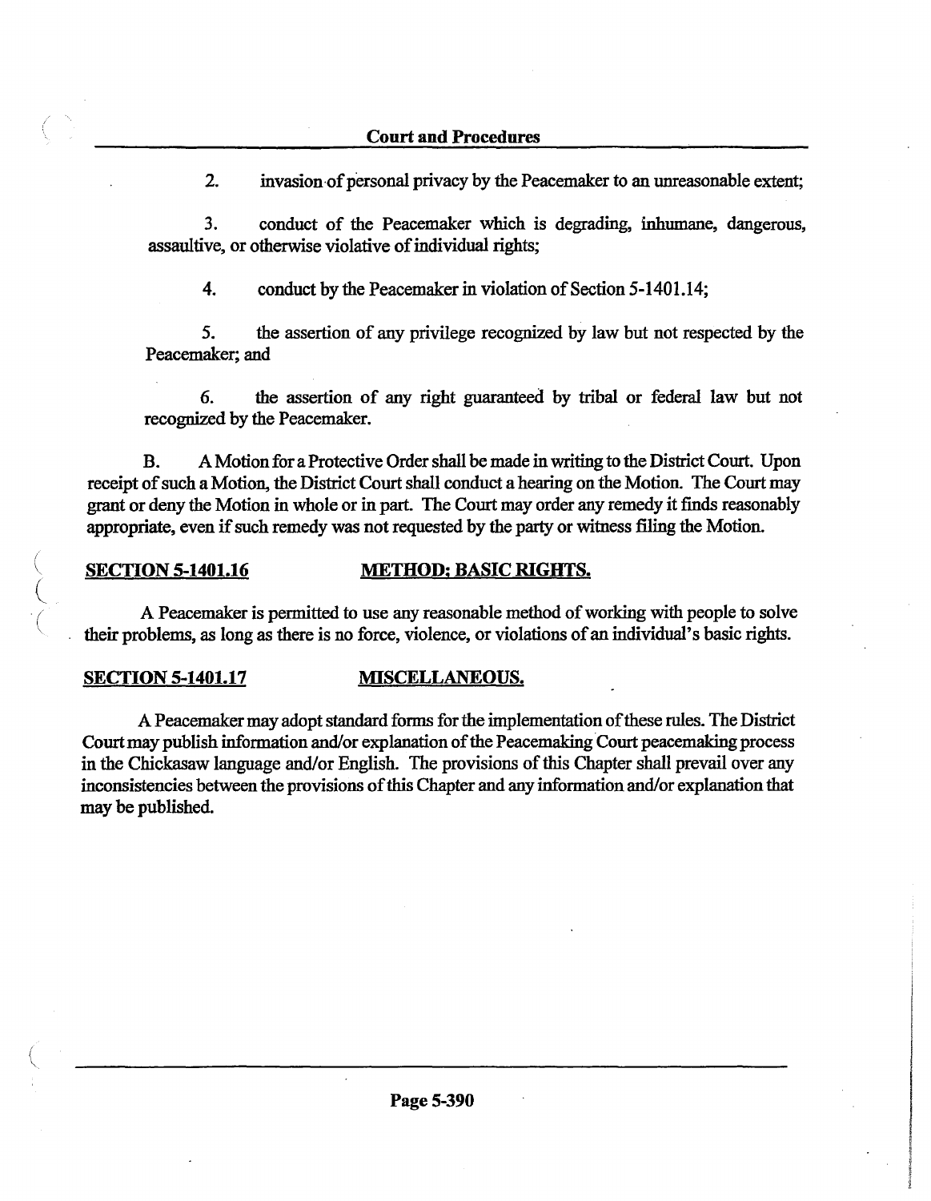2. invasion of personal privacy by the Peacemaker to an unreasonable extent;

3. conduct of the Peacemaker which is degrading, inhumane, dangerous, assaultive, or otherwise violative of individual rights;

4. conduct by the Peacemaker in violation of Section 5-1401.14;

5. the assertion of any privilege recognized by law but not respected by the Peacemaker; and

6. the assertion of any right guaranteed by tribal or federal law but not recognized by the Peacemaker.

B. A Motion for a Protective Order shall be made in writing to the District Court. Upon receipt of such a Motion, the District Court shall conduct a hearing on the Motion. The Court may grant or deny the Motion in whole or in part. The Court may order any remedy it finds reasonably appropriate, even if such remedy was not requested by the party or witness filing the Motion.

**SECTION 5-1401.16 METHOD; BASIC RIGHTS.**

A Peacemaker is permitted to use any reasonable method of working with people to solve their problems, as long as there is no force, violence, or violations of an individual's basic rights.

**SECTION 5-1401.17 MISCELLANEOUS.**

A Peacemaker may adopt standard forms for the implementation of these rules. The District Court may publish information and/or explanation of the Peacemaking Court peacemaking process in the Chickasaw language and/or English. The provisions of this Chapter shall prevail over any inconsistencies between the provisions of this Chapter and any information and/or explanation that may be published.